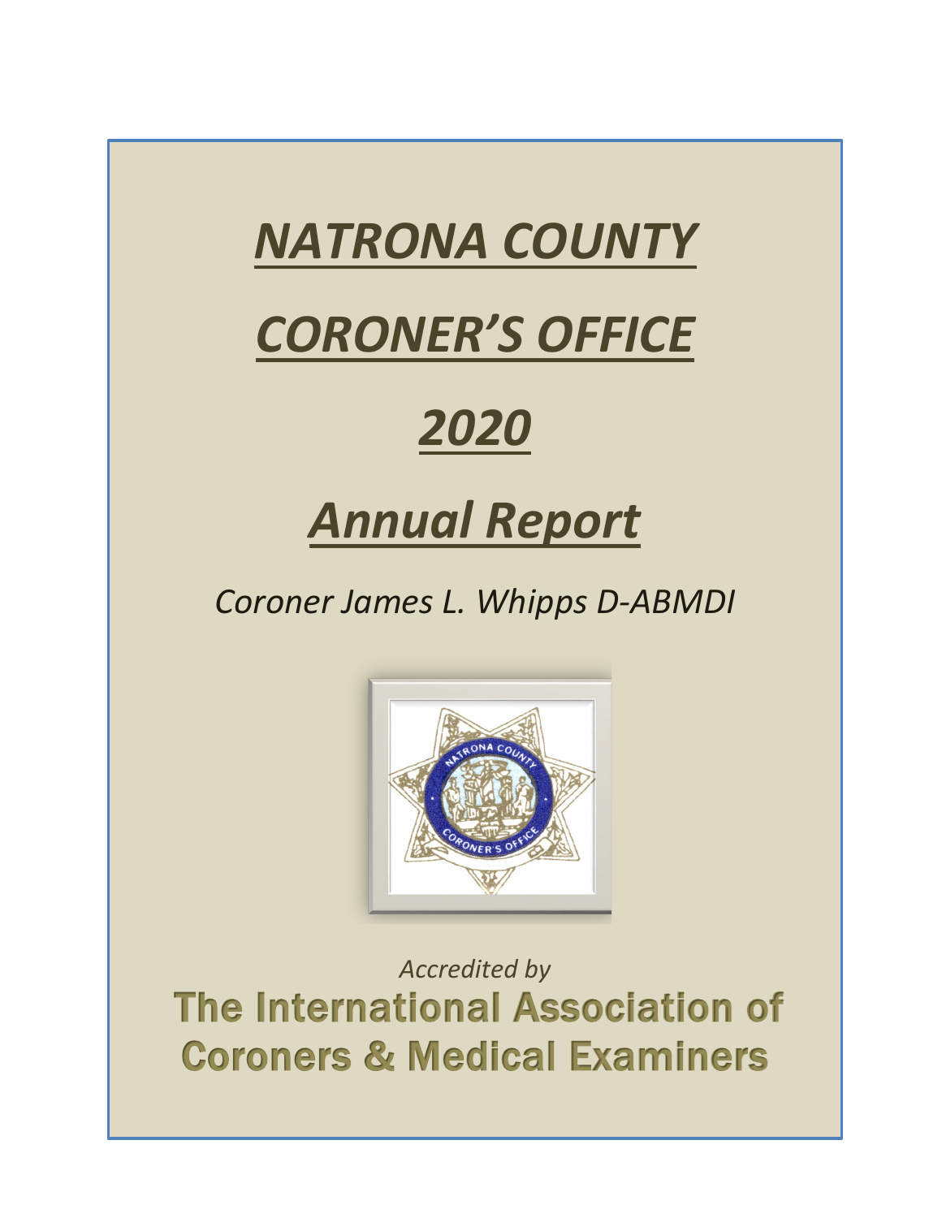# *NATRONA COUNTY*

# *CORONER'S OFFICE*

# *2020*

# *Annual Report*

*Coroner James L. Whipps D-ABMDI*

*Accredited by*

**The International Association of Coroners & Medical Examiners**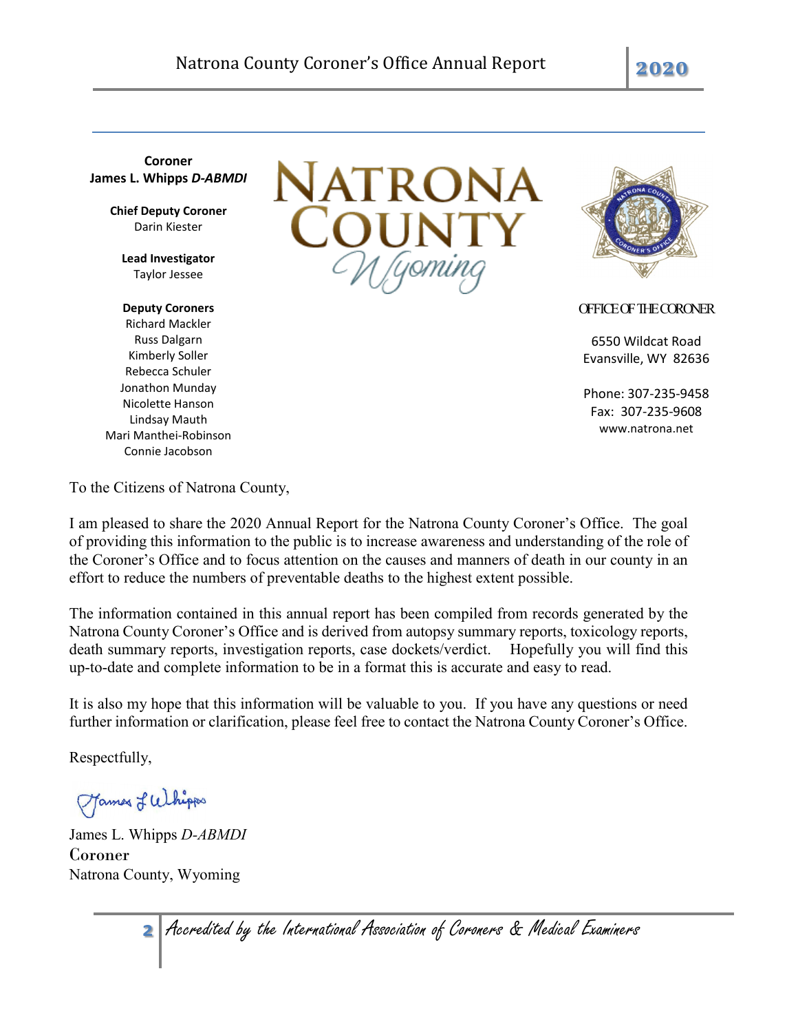**Coroner**
James L. Whipps *D-ABMDI*

**Chief Deputy Coroner**
Darin Kiester

**Lead Investigator**
Taylor Jessee

**Deputy Coroners**
Richard Mackler
Russ Dalgarn
Kimberly Soller
Rebecca Schuler
Jonathon Munday
Nicolette Hanson
Lindsay Mauth
Mari Manthei-Robinson
Connie Jacobson

NATRONA COUNTY
Wyoming

OFFICE OF THE CORONER

6550 Wildcat Road
Evansville, WY 82636

Phone: 307-235-9458
Fax: 307-235-9608
www.natrona.net

To the Citizens of Natrona County,

I am pleased to share the 2020 Annual Report for the Natrona County Coroner's Office. The goal of providing this information to the public is to increase awareness and understanding of the role of the Coroner's Office and to focus attention on the causes and manners of death in our county in an effort to reduce the numbers of preventable deaths to the highest extent possible.

The information contained in this annual report has been compiled from records generated by the Natrona County Coroner's Office and is derived from autopsy summary reports, toxicology reports, death summary reports, investigation reports, case dockets/verdict. Hopefully you will find this up-to-date and complete information to be in a format this is accurate and easy to read.

It is also my hope that this information will be valuable to you. If you have any questions or need further information or clarification, please feel free to contact the Natrona County Coroner's Office.

Respectfully,

James L. Whipps *D-ABMDI*
Coroner
Natrona County, Wyoming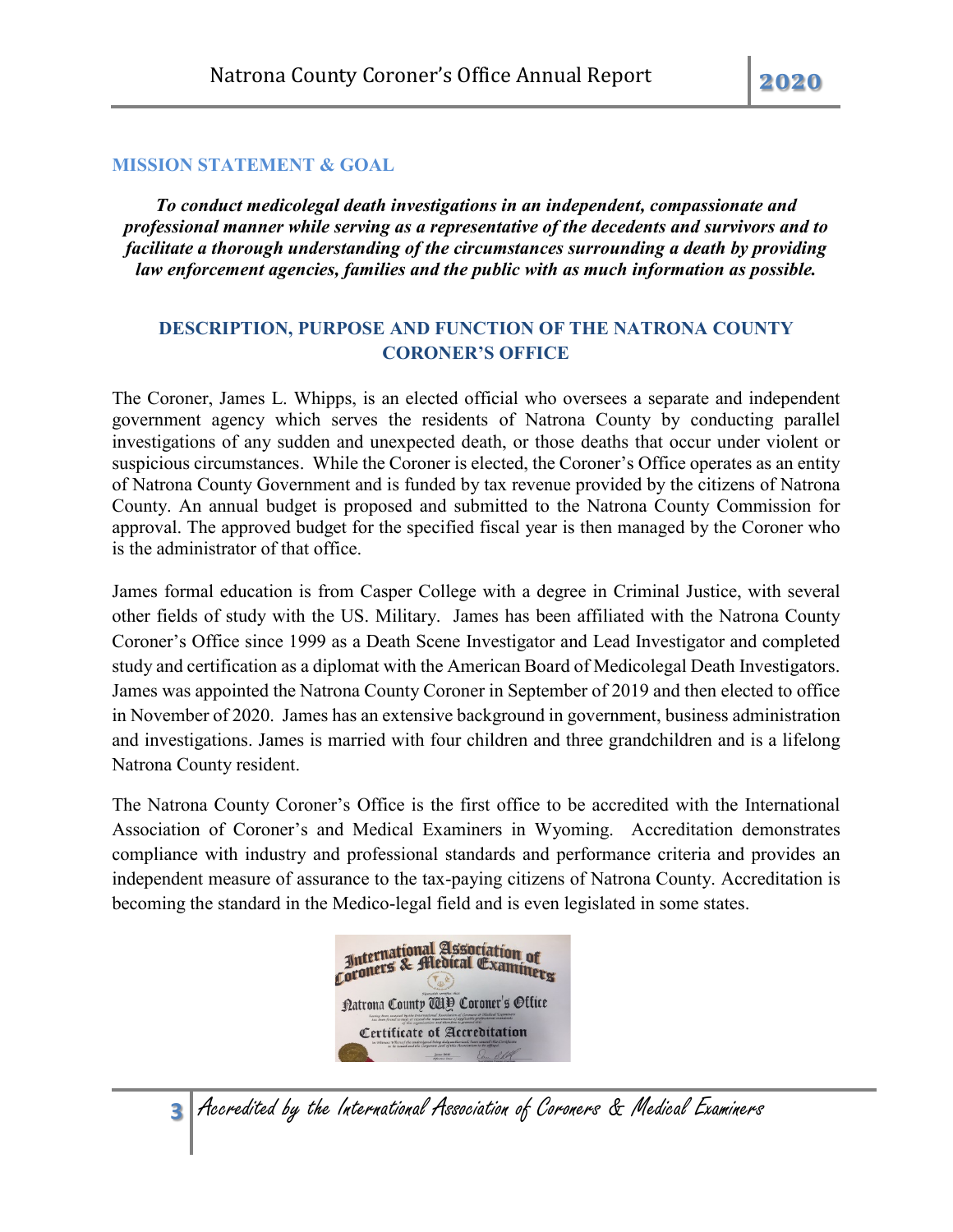## MISSION STATEMENT & GOAL

***To conduct medicolegal death investigations in an independent, compassionate and professional manner while serving as a representative of the decedents and survivors and to facilitate a thorough understanding of the circumstances surrounding a death by providing law enforcement agencies, families and the public with as much information as possible.***

## DESCRIPTION, PURPOSE AND FUNCTION OF THE NATRONA COUNTY CORONER'S OFFICE

The Coroner, James L. Whipps, is an elected official who oversees a separate and independent government agency which serves the residents of Natrona County by conducting parallel investigations of any sudden and unexpected death, or those deaths that occur under violent or suspicious circumstances. While the Coroner is elected, the Coroner's Office operates as an entity of Natrona County Government and is funded by tax revenue provided by the citizens of Natrona County. An annual budget is proposed and submitted to the Natrona County Commission for approval. The approved budget for the specified fiscal year is then managed by the Coroner who is the administrator of that office.

James formal education is from Casper College with a degree in Criminal Justice, with several other fields of study with the US. Military. James has been affiliated with the Natrona County Coroner's Office since 1999 as a Death Scene Investigator and Lead Investigator and completed study and certification as a diplomat with the American Board of Medicolegal Death Investigators. James was appointed the Natrona County Coroner in September of 2019 and then elected to office in November of 2020. James has an extensive background in government, business administration and investigations. James is married with four children and three grandchildren and is a lifelong Natrona County resident.

The Natrona County Coroner's Office is the first office to be accredited with the International Association of Coroner's and Medical Examiners in Wyoming. Accreditation demonstrates compliance with industry and professional standards and performance criteria and provides an independent measure of assurance to the tax-paying citizens of Natrona County. Accreditation is becoming the standard in the Medico-legal field and is even legislated in some states.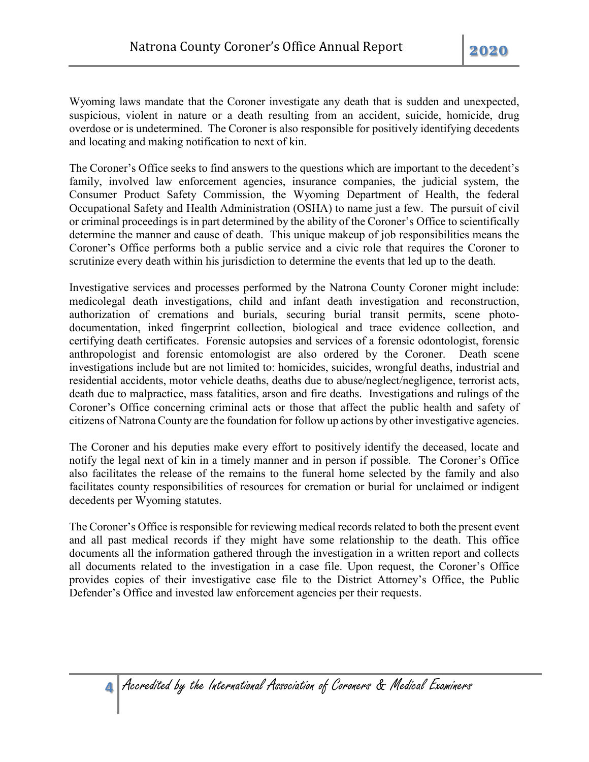Wyoming laws mandate that the Coroner investigate any death that is sudden and unexpected, suspicious, violent in nature or a death resulting from an accident, suicide, homicide, drug overdose or is undetermined. The Coroner is also responsible for positively identifying decedents and locating and making notification to next of kin.

The Coroner's Office seeks to find answers to the questions which are important to the decedent's family, involved law enforcement agencies, insurance companies, the judicial system, the Consumer Product Safety Commission, the Wyoming Department of Health, the federal Occupational Safety and Health Administration (OSHA) to name just a few. The pursuit of civil or criminal proceedings is in part determined by the ability of the Coroner's Office to scientifically determine the manner and cause of death. This unique makeup of job responsibilities means the Coroner's Office performs both a public service and a civic role that requires the Coroner to scrutinize every death within his jurisdiction to determine the events that led up to the death.

Investigative services and processes performed by the Natrona County Coroner might include: medicolegal death investigations, child and infant death investigation and reconstruction, authorization of cremations and burials, securing burial transit permits, scene photo-documentation, inked fingerprint collection, biological and trace evidence collection, and certifying death certificates. Forensic autopsies and services of a forensic odontologist, forensic anthropologist and forensic entomologist are also ordered by the Coroner. Death scene investigations include but are not limited to: homicides, suicides, wrongful deaths, industrial and residential accidents, motor vehicle deaths, deaths due to abuse/neglect/negligence, terrorist acts, death due to malpractice, mass fatalities, arson and fire deaths. Investigations and rulings of the Coroner's Office concerning criminal acts or those that affect the public health and safety of citizens of Natrona County are the foundation for follow up actions by other investigative agencies.

The Coroner and his deputies make every effort to positively identify the deceased, locate and notify the legal next of kin in a timely manner and in person if possible. The Coroner's Office also facilitates the release of the remains to the funeral home selected by the family and also facilitates county responsibilities of resources for cremation or burial for unclaimed or indigent decedents per Wyoming statutes.

The Coroner's Office is responsible for reviewing medical records related to both the present event and all past medical records if they might have some relationship to the death. This office documents all the information gathered through the investigation in a written report and collects all documents related to the investigation in a case file. Upon request, the Coroner's Office provides copies of their investigative case file to the District Attorney's Office, the Public Defender's Office and invested law enforcement agencies per their requests.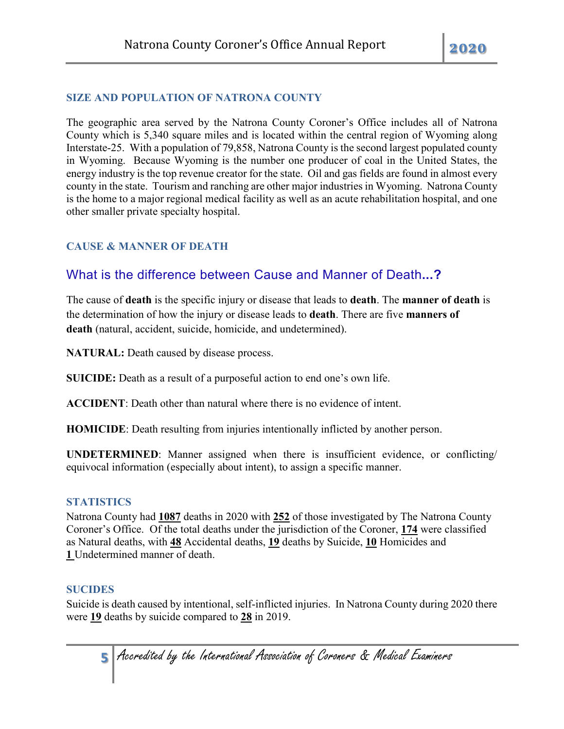## SIZE AND POPULATION OF NATRONA COUNTY

The geographic area served by the Natrona County Coroner's Office includes all of Natrona County which is 5,340 square miles and is located within the central region of Wyoming along Interstate-25. With a population of 79,858, Natrona County is the second largest populated county in Wyoming. Because Wyoming is the number one producer of coal in the United States, the energy industry is the top revenue creator for the state. Oil and gas fields are found in almost every county in the state. Tourism and ranching are other major industries in Wyoming. Natrona County is the home to a major regional medical facility as well as an acute rehabilitation hospital, and one other smaller private specialty hospital.

## CAUSE & MANNER OF DEATH

### What is the difference between Cause and Manner of Death...?

The cause of **death** is the specific injury or disease that leads to **death**. The **manner of death** is the determination of how the injury or disease leads to **death**. There are five **manners of death** (natural, accident, suicide, homicide, and undetermined).

**NATURAL:** Death caused by disease process.

**SUICIDE:** Death as a result of a purposeful action to end one's own life.

**ACCIDENT**: Death other than natural where there is no evidence of intent.

**HOMICIDE**: Death resulting from injuries intentionally inflicted by another person.

**UNDETERMINED**: Manner assigned when there is insufficient evidence, or conflicting/ equivocal information (especially about intent), to assign a specific manner.

## STATISTICS

Natrona County had **1087** deaths in 2020 with **252** of those investigated by The Natrona County Coroner's Office. Of the total deaths under the jurisdiction of the Coroner, **174** were classified as Natural deaths, with **48** Accidental deaths, **19** deaths by Suicide, **10** Homicides and **1** Undetermined manner of death.

## SUCIDES

Suicide is death caused by intentional, self-inflicted injuries. In Natrona County during 2020 there were **19** deaths by suicide compared to **28** in 2019.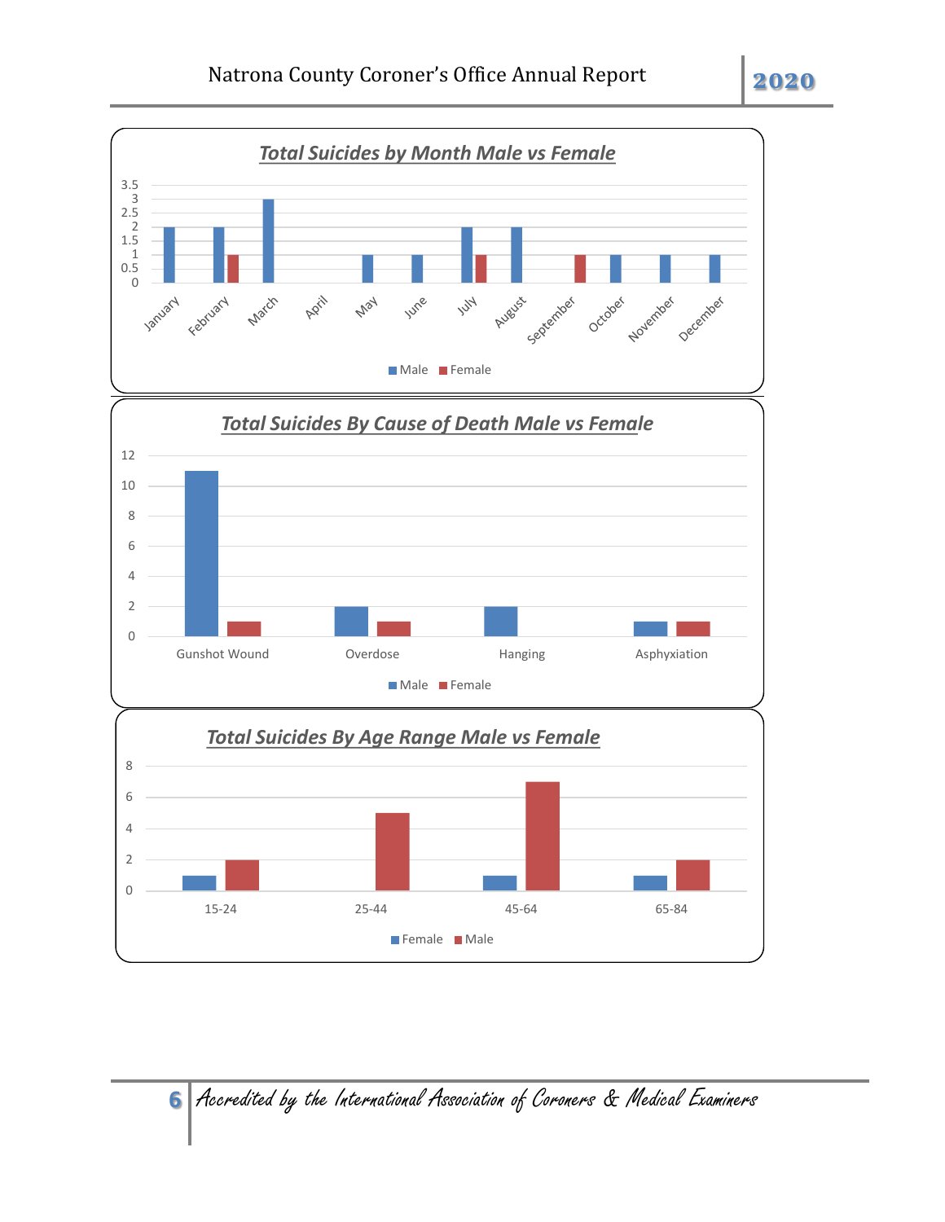## Total Suicides by Month Male vs Female

| Month | Male | Female |
|---|---|---|
| January | 2 | |
| February | 2 | 1 |
| March | 3 | |
| April | | |
| May | 1 | |
| June | 1 | |
| July | 2 | 1 |
| August | 2 | |
| September | | 1 |
| October | 1 | |
| November | 1 | |
| December | 1 | |

## Total Suicides By Cause of Death Male vs Female

| Cause of Death | Male | Female |
|---|---|---|
| Gunshot Wound | 11 | 1 |
| Overdose | 2 | 1 |
| Hanging | 2 | |
| Asphyxiation | 1 | 1 |

## Total Suicides By Age Range Male vs Female

| Age Range | Female | Male |
|---|---|---|
| 15-24 | 1 | 2 |
| 25-44 | | 5 |
| 45-64 | 1 | 7 |
| 65-84 | 1 | 2 |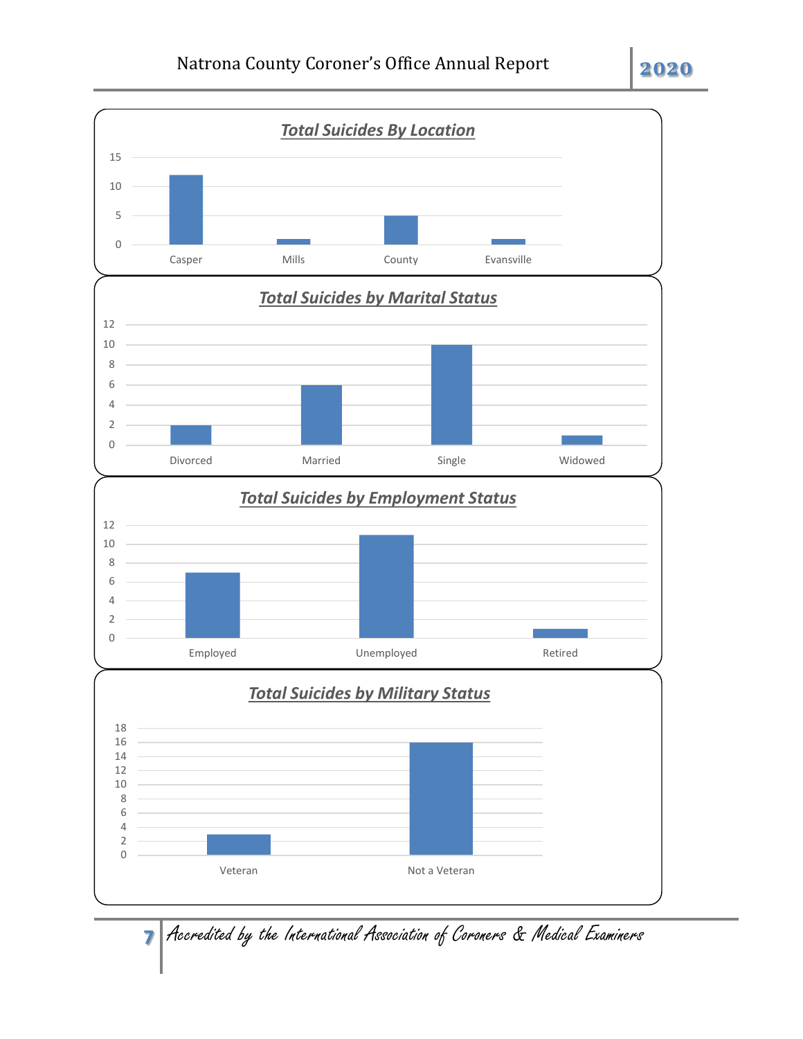## Total Suicides By Location

| Location | Total |
|---|---|
| Casper | 12 |
| Mills | 1 |
| County | 5 |
| Evansville | 1 |

## Total Suicides by Marital Status

| Marital Status | Total |
|---|---|
| Divorced | 2 |
| Married | 6 |
| Single | 10 |
| Widowed | 1 |

## Total Suicides by Employment Status

| Employment Status | Total |
|---|---|
| Employed | 7 |
| Unemployed | 11 |
| Retired | 1 |

## Total Suicides by Military Status

| Military Status | Total |
|---|---|
| Veteran | 3 |
| Not a Veteran | 16 |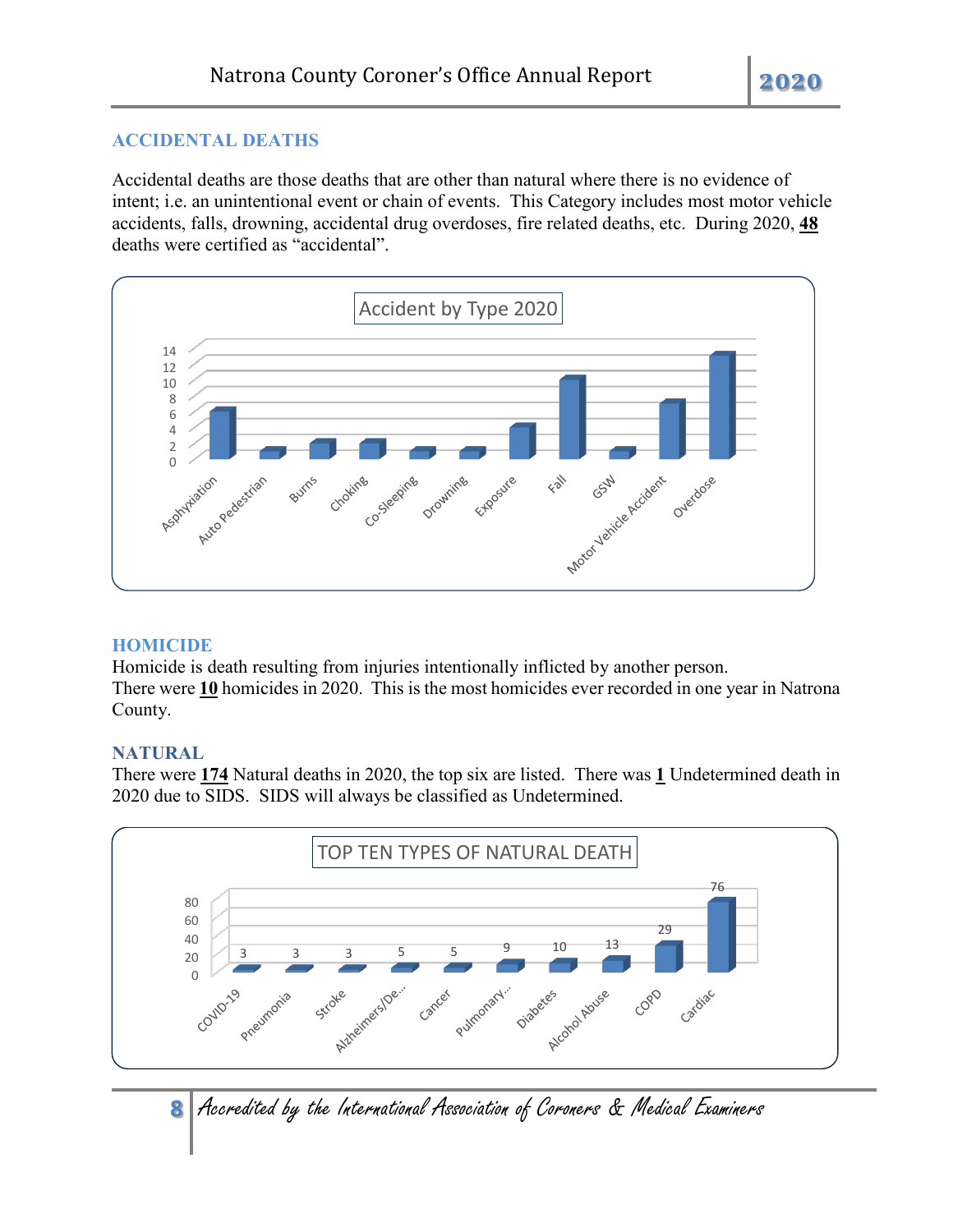## ACCIDENTAL DEATHS

Accidental deaths are those deaths that are other than natural where there is no evidence of intent; i.e. an unintentional event or chain of events. This Category includes most motor vehicle accidents, falls, drowning, accidental drug overdoses, fire related deaths, etc. During 2020, **48** deaths were certified as "accidental".

Accident by Type 2020

| Type | Count |
|---|---|
| Asphyxiation | 6 |
| Auto Pedestrian | 1 |
| Burns | 2 |
| Choking | 2 |
| Co-Sleeping | 1 |
| Drowning | 1 |
| Exposure | 4 |
| Fall | 10 |
| GSW | 1 |
| Motor Vehicle Accident | 7 |
| Overdose | 13 |

## HOMICIDE

Homicide is death resulting from injuries intentionally inflicted by another person.
There were **10** homicides in 2020. This is the most homicides ever recorded in one year in Natrona County.

## NATURAL

There were **174** Natural deaths in 2020, the top six are listed. There was **1** Undetermined death in 2020 due to SIDS. SIDS will always be classified as Undetermined.

TOP TEN TYPES OF NATURAL DEATH

| Type | Count |
|---|---|
| COVID-19 | 3 |
| Pneumonia | 3 |
| Stroke | 3 |
| Alzheimers/De... | 5 |
| Cancer | 5 |
| Pulmonary... | 9 |
| Diabetes | 10 |
| Alcohol Abuse | 13 |
| COPD | 29 |
| Cardiac | 76 |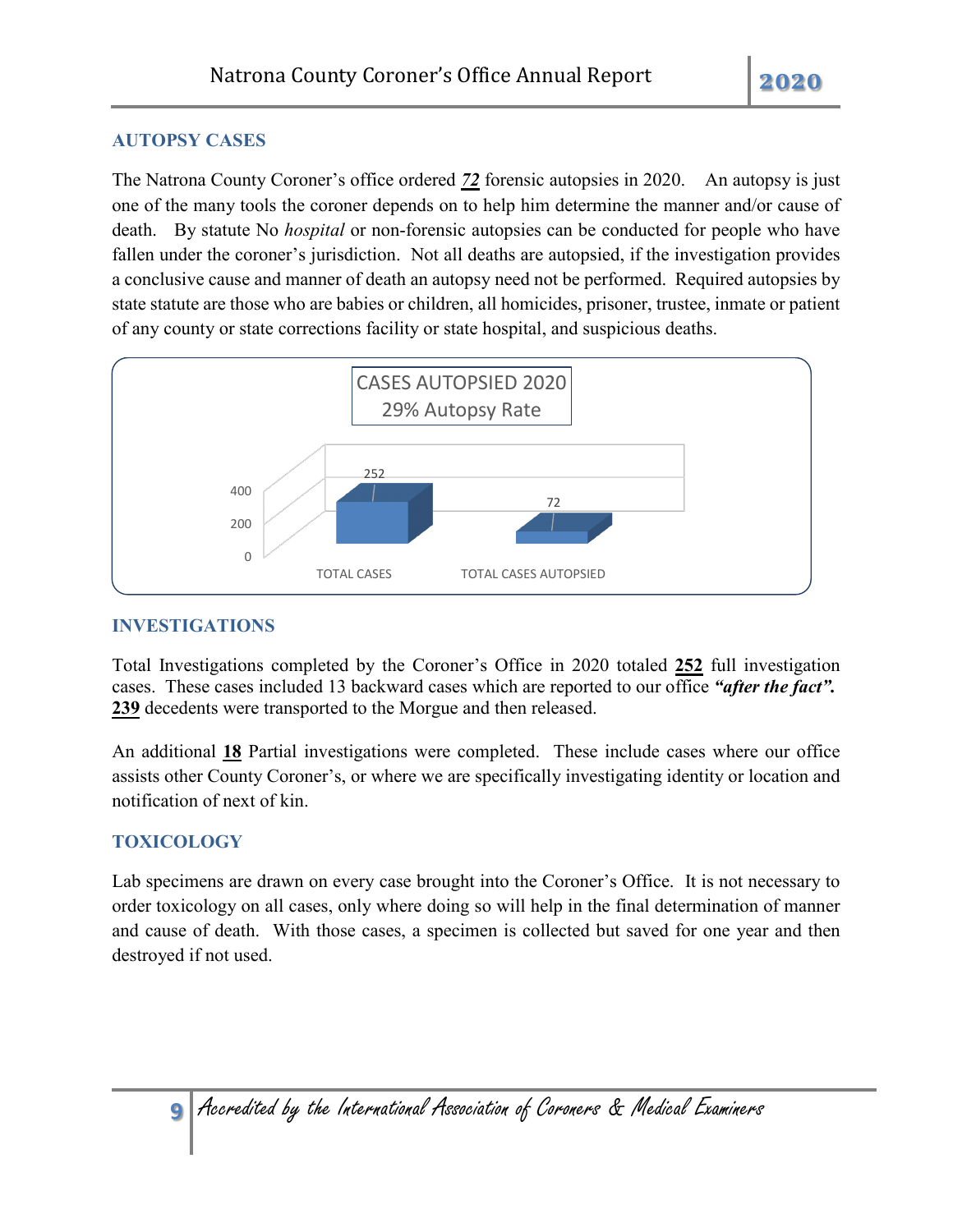## AUTOPSY CASES

The Natrona County Coroner's office ordered ***72*** forensic autopsies in 2020. An autopsy is just one of the many tools the coroner depends on to help him determine the manner and/or cause of death. By statute No *hospital* or non-forensic autopsies can be conducted for people who have fallen under the coroner's jurisdiction. Not all deaths are autopsied, if the investigation provides a conclusive cause and manner of death an autopsy need not be performed. Required autopsies by state statute are those who are babies or children, all homicides, prisoner, trustee, inmate or patient of any county or state corrections facility or state hospital, and suspicious deaths.

CASES AUTOPSIED 2020
29% Autopsy Rate

| | TOTAL CASES | TOTAL CASES AUTOPSIED |
|---|---|---|
| | 252 | 72 |

## INVESTIGATIONS

Total Investigations completed by the Coroner's Office in 2020 totaled **252** full investigation cases. These cases included 13 backward cases which are reported to our office ***"after the fact".*** **239** decedents were transported to the Morgue and then released.

An additional **18** Partial investigations were completed. These include cases where our office assists other County Coroner's, or where we are specifically investigating identity or location and notification of next of kin.

## TOXICOLOGY

Lab specimens are drawn on every case brought into the Coroner's Office. It is not necessary to order toxicology on all cases, only where doing so will help in the final determination of manner and cause of death. With those cases, a specimen is collected but saved for one year and then destroyed if not used.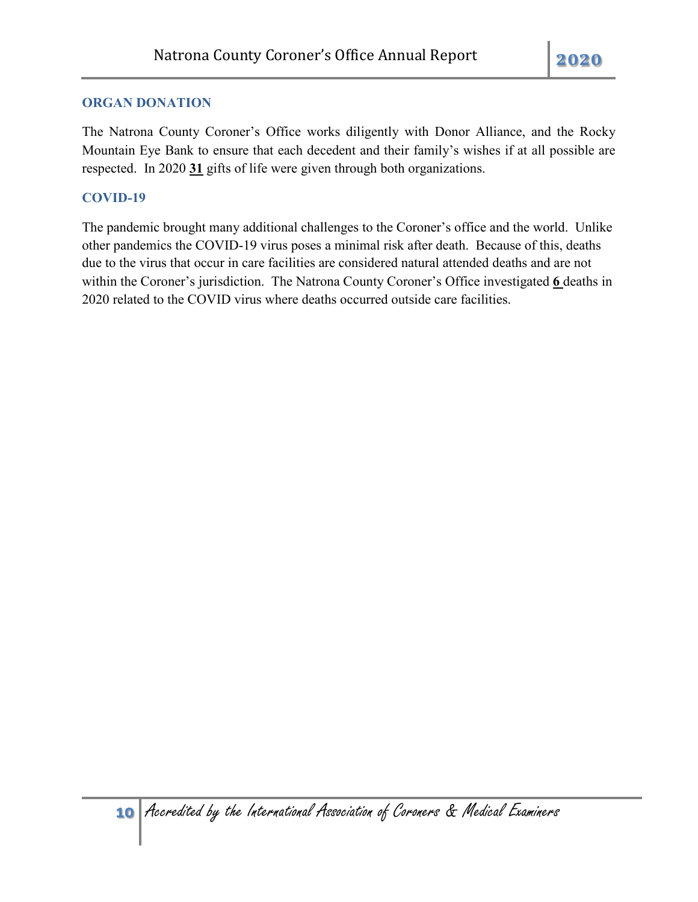## ORGAN DONATION

The Natrona County Coroner's Office works diligently with Donor Alliance, and the Rocky Mountain Eye Bank to ensure that each decedent and their family's wishes if at all possible are respected. In 2020 **31** gifts of life were given through both organizations.

## COVID-19

The pandemic brought many additional challenges to the Coroner's office and the world. Unlike other pandemics the COVID-19 virus poses a minimal risk after death. Because of this, deaths due to the virus that occur in care facilities are considered natural attended deaths and are not within the Coroner's jurisdiction. The Natrona County Coroner's Office investigated **6** deaths in 2020 related to the COVID virus where deaths occurred outside care facilities.